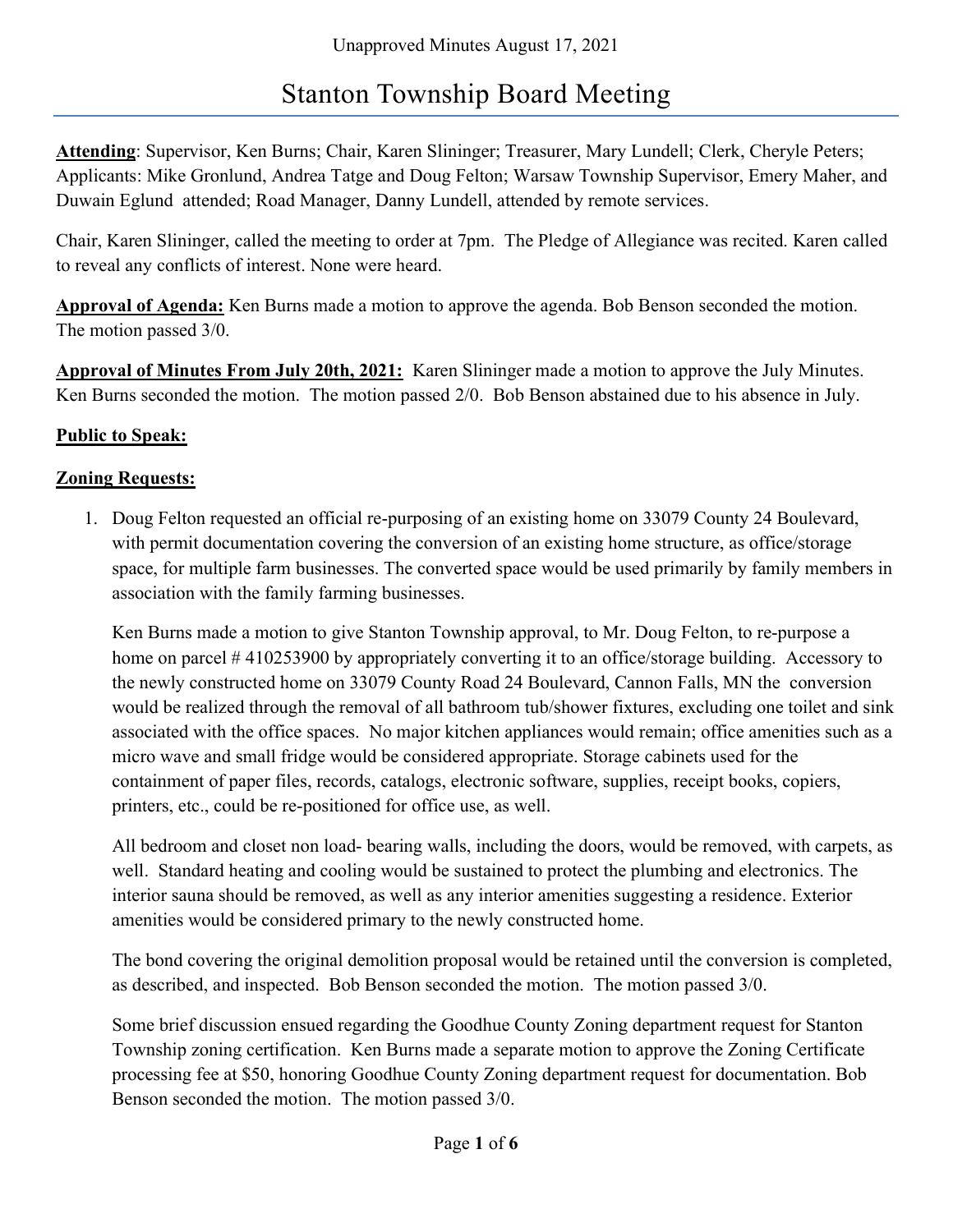Unapproved Minutes August 17, 2021

# Stanton Township Board Meeting

**Attending**: Supervisor, Ken Burns; Chair, Karen Slininger; Treasurer, Mary Lundell; Clerk, Cheryle Peters; Applicants: Mike Gronlund, Andrea Tatge and Doug Felton; Warsaw Township Supervisor, Emery Maher, and Duwain Eglund attended; Road Manager, Danny Lundell, attended by remote services.

Chair, Karen Slininger, called the meeting to order at 7pm. The Pledge of Allegiance was recited. Karen called to reveal any conflicts of interest. None were heard.

**Approval of Agenda:** Ken Burns made a motion to approve the agenda. Bob Benson seconded the motion. The motion passed 3/0.

**Approval of Minutes From July 20th, 2021:** Karen Slininger made a motion to approve the July Minutes. Ken Burns seconded the motion. The motion passed 2/0. Bob Benson abstained due to his absence in July.

**Public to Speak:**

**Zoning Requests:**

1. Doug Felton requested an official re-purposing of an existing home on 33079 County 24 Boulevard, with permit documentation covering the conversion of an existing home structure, as office/storage space, for multiple farm businesses. The converted space would be used primarily by family members in association with the family farming businesses.

   Ken Burns made a motion to give Stanton Township approval, to Mr. Doug Felton, to re-purpose a home on parcel # 410253900 by appropriately converting it to an office/storage building. Accessory to the newly constructed home on 33079 County Road 24 Boulevard, Cannon Falls, MN the conversion would be realized through the removal of all bathroom tub/shower fixtures, excluding one toilet and sink associated with the office spaces. No major kitchen appliances would remain; office amenities such as a micro wave and small fridge would be considered appropriate. Storage cabinets used for the containment of paper files, records, catalogs, electronic software, supplies, receipt books, copiers, printers, etc., could be re-positioned for office use, as well.

   All bedroom and closet non load- bearing walls, including the doors, would be removed, with carpets, as well. Standard heating and cooling would be sustained to protect the plumbing and electronics. The interior sauna should be removed, as well as any interior amenities suggesting a residence. Exterior amenities would be considered primary to the newly constructed home.

   The bond covering the original demolition proposal would be retained until the conversion is completed, as described, and inspected. Bob Benson seconded the motion. The motion passed 3/0.

   Some brief discussion ensued regarding the Goodhue County Zoning department request for Stanton Township zoning certification. Ken Burns made a separate motion to approve the Zoning Certificate processing fee at $50, honoring Goodhue County Zoning department request for documentation. Bob Benson seconded the motion. The motion passed 3/0.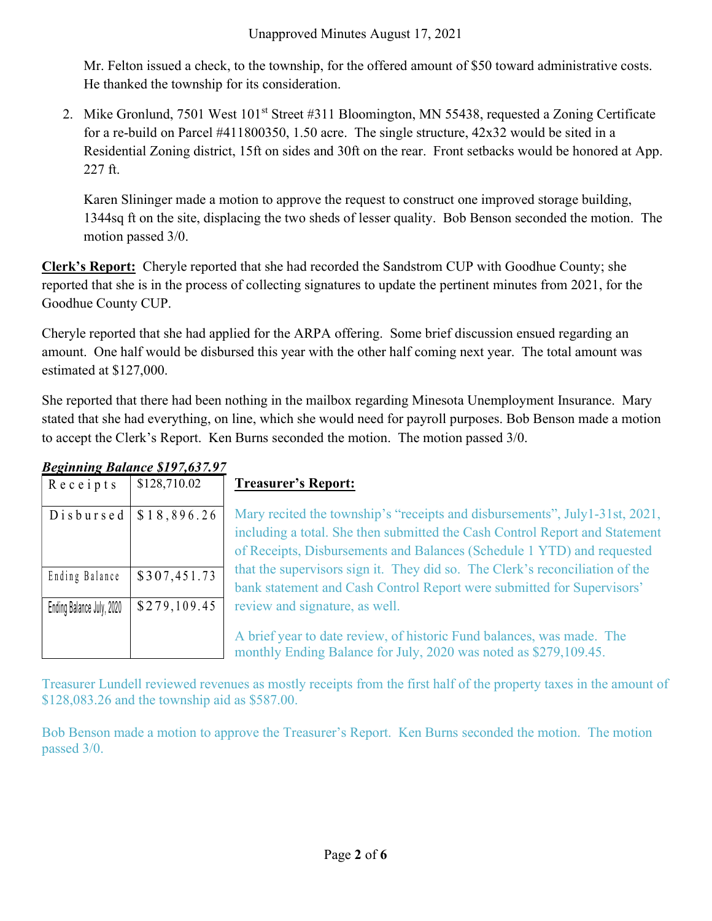Mr. Felton issued a check, to the township, for the offered amount of $50 toward administrative costs. He thanked the township for its consideration.

2. Mike Gronlund, 7501 West 101st Street #311 Bloomington, MN 55438, requested a Zoning Certificate for a re-build on Parcel #411800350, 1.50 acre. The single structure, 42x32 would be sited in a Residential Zoning district, 15ft on sides and 30ft on the rear. Front setbacks would be honored at App. 227 ft.

   Karen Slininger made a motion to approve the request to construct one improved storage building, 1344sq ft on the site, displacing the two sheds of lesser quality. Bob Benson seconded the motion. The motion passed 3/0.

**Clerk's Report:** Cheryle reported that she had recorded the Sandstrom CUP with Goodhue County; she reported that she is in the process of collecting signatures to update the pertinent minutes from 2021, for the Goodhue County CUP.

Cheryle reported that she had applied for the ARPA offering. Some brief discussion ensued regarding an amount. One half would be disbursed this year with the other half coming next year. The total amount was estimated at $127,000.

She reported that there had been nothing in the mailbox regarding Minesota Unemployment Insurance. Mary stated that she had everything, on line, which she would need for payroll purposes. Bob Benson made a motion to accept the Clerk's Report. Ken Burns seconded the motion. The motion passed 3/0.

***Beginning Balance $197,637.97***

| Receipts | $128,710.02 |
|---|---|
| Disbursed | $18,896.26 |
| Ending Balance | $307,451.73 |
| Ending Balance July, 2020 | $279,109.45 |

**Treasurer's Report:**

Mary recited the township's "receipts and disbursements", July1-31st, 2021, including a total. She then submitted the Cash Control Report and Statement of Receipts, Disbursements and Balances (Schedule 1 YTD) and requested that the supervisors sign it. They did so. The Clerk's reconciliation of the bank statement and Cash Control Report were submitted for Supervisors' review and signature, as well.

A brief year to date review, of historic Fund balances, was made. The monthly Ending Balance for July, 2020 was noted as $279,109.45.

Treasurer Lundell reviewed revenues as mostly receipts from the first half of the property taxes in the amount of $128,083.26 and the township aid as $587.00.

Bob Benson made a motion to approve the Treasurer's Report. Ken Burns seconded the motion. The motion passed 3/0.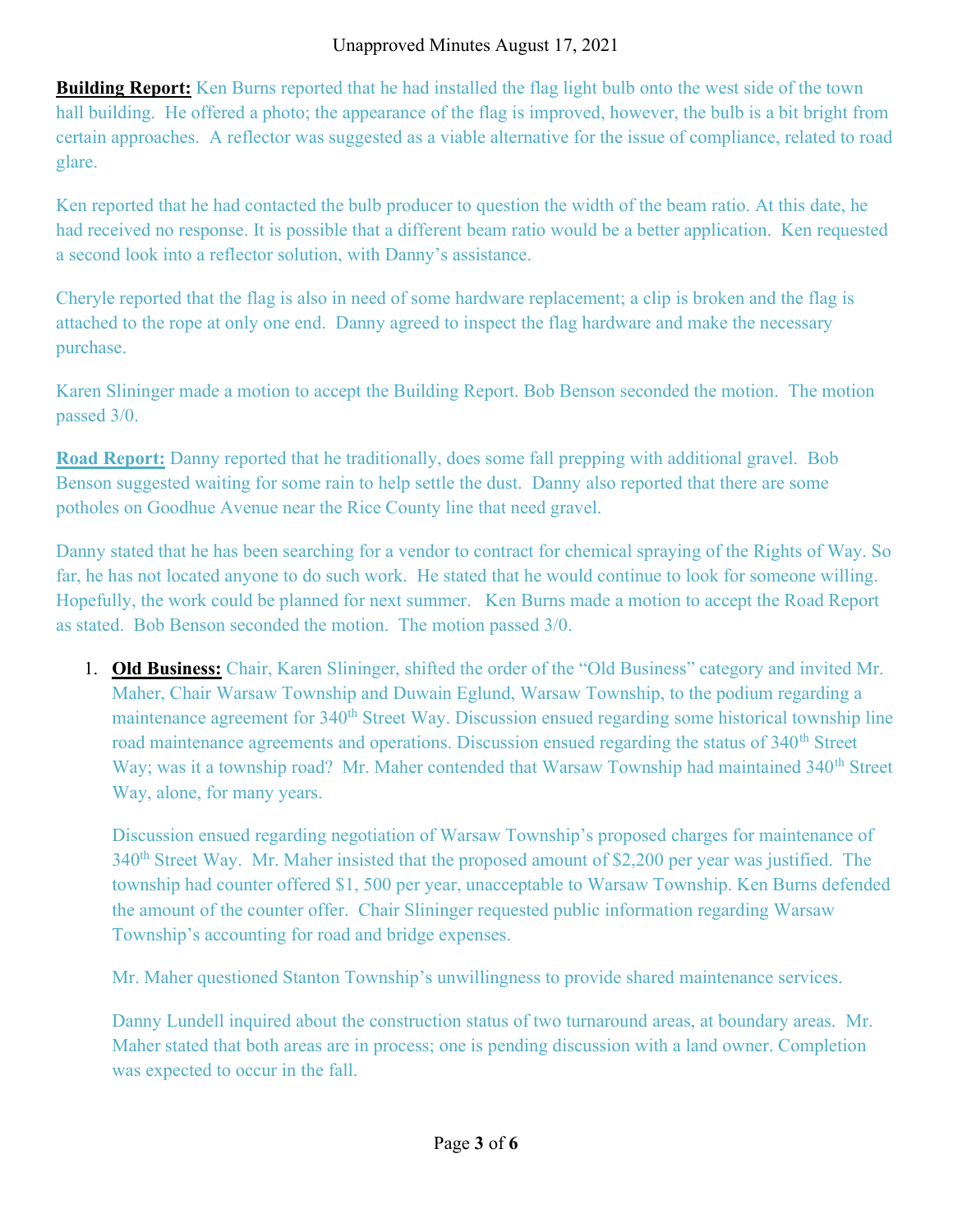**Building Report:** Ken Burns reported that he had installed the flag light bulb onto the west side of the town hall building. He offered a photo; the appearance of the flag is improved, however, the bulb is a bit bright from certain approaches. A reflector was suggested as a viable alternative for the issue of compliance, related to road glare.

Ken reported that he had contacted the bulb producer to question the width of the beam ratio. At this date, he had received no response. It is possible that a different beam ratio would be a better application. Ken requested a second look into a reflector solution, with Danny's assistance.

Cheryle reported that the flag is also in need of some hardware replacement; a clip is broken and the flag is attached to the rope at only one end. Danny agreed to inspect the flag hardware and make the necessary purchase.

Karen Slininger made a motion to accept the Building Report. Bob Benson seconded the motion. The motion passed 3/0.

**Road Report:** Danny reported that he traditionally, does some fall prepping with additional gravel. Bob Benson suggested waiting for some rain to help settle the dust. Danny also reported that there are some potholes on Goodhue Avenue near the Rice County line that need gravel.

Danny stated that he has been searching for a vendor to contract for chemical spraying of the Rights of Way. So far, he has not located anyone to do such work. He stated that he would continue to look for someone willing. Hopefully, the work could be planned for next summer. Ken Burns made a motion to accept the Road Report as stated. Bob Benson seconded the motion. The motion passed 3/0.

1. **Old Business:** Chair, Karen Slininger, shifted the order of the "Old Business" category and invited Mr. Maher, Chair Warsaw Township and Duwain Eglund, Warsaw Township, to the podium regarding a maintenance agreement for 340th Street Way. Discussion ensued regarding some historical township line road maintenance agreements and operations. Discussion ensued regarding the status of 340th Street Way; was it a township road? Mr. Maher contended that Warsaw Township had maintained 340th Street Way, alone, for many years.

   Discussion ensued regarding negotiation of Warsaw Township's proposed charges for maintenance of 340th Street Way. Mr. Maher insisted that the proposed amount of $2,200 per year was justified. The township had counter offered $1, 500 per year, unacceptable to Warsaw Township. Ken Burns defended the amount of the counter offer. Chair Slininger requested public information regarding Warsaw Township's accounting for road and bridge expenses.

   Mr. Maher questioned Stanton Township's unwillingness to provide shared maintenance services.

   Danny Lundell inquired about the construction status of two turnaround areas, at boundary areas. Mr. Maher stated that both areas are in process; one is pending discussion with a land owner. Completion was expected to occur in the fall.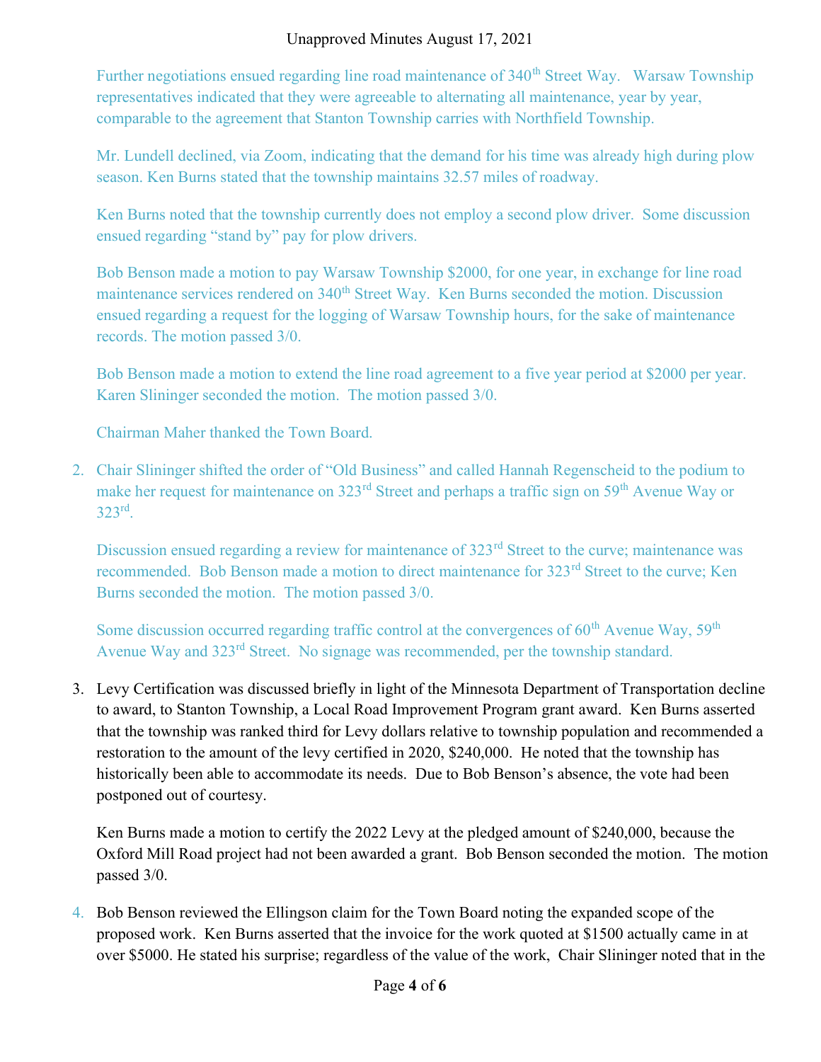Further negotiations ensued regarding line road maintenance of 340th Street Way. Warsaw Township representatives indicated that they were agreeable to alternating all maintenance, year by year, comparable to the agreement that Stanton Township carries with Northfield Township.

Mr. Lundell declined, via Zoom, indicating that the demand for his time was already high during plow season. Ken Burns stated that the township maintains 32.57 miles of roadway.

Ken Burns noted that the township currently does not employ a second plow driver. Some discussion ensued regarding "stand by" pay for plow drivers.

Bob Benson made a motion to pay Warsaw Township $2000, for one year, in exchange for line road maintenance services rendered on 340th Street Way. Ken Burns seconded the motion. Discussion ensued regarding a request for the logging of Warsaw Township hours, for the sake of maintenance records. The motion passed 3/0.

Bob Benson made a motion to extend the line road agreement to a five year period at $2000 per year. Karen Slininger seconded the motion. The motion passed 3/0.

Chairman Maher thanked the Town Board.

2. Chair Slininger shifted the order of "Old Business" and called Hannah Regenscheid to the podium to make her request for maintenance on 323rd Street and perhaps a traffic sign on 59th Avenue Way or 323rd.

   Discussion ensued regarding a review for maintenance of 323rd Street to the curve; maintenance was recommended. Bob Benson made a motion to direct maintenance for 323rd Street to the curve; Ken Burns seconded the motion. The motion passed 3/0.

   Some discussion occurred regarding traffic control at the convergences of 60th Avenue Way, 59th Avenue Way and 323rd Street. No signage was recommended, per the township standard.

3. Levy Certification was discussed briefly in light of the Minnesota Department of Transportation decline to award, to Stanton Township, a Local Road Improvement Program grant award. Ken Burns asserted that the township was ranked third for Levy dollars relative to township population and recommended a restoration to the amount of the levy certified in 2020, $240,000. He noted that the township has historically been able to accommodate its needs. Due to Bob Benson's absence, the vote had been postponed out of courtesy.

   Ken Burns made a motion to certify the 2022 Levy at the pledged amount of $240,000, because the Oxford Mill Road project had not been awarded a grant. Bob Benson seconded the motion. The motion passed 3/0.

4. Bob Benson reviewed the Ellingson claim for the Town Board noting the expanded scope of the proposed work. Ken Burns asserted that the invoice for the work quoted at $1500 actually came in at over $5000. He stated his surprise; regardless of the value of the work, Chair Slininger noted that in the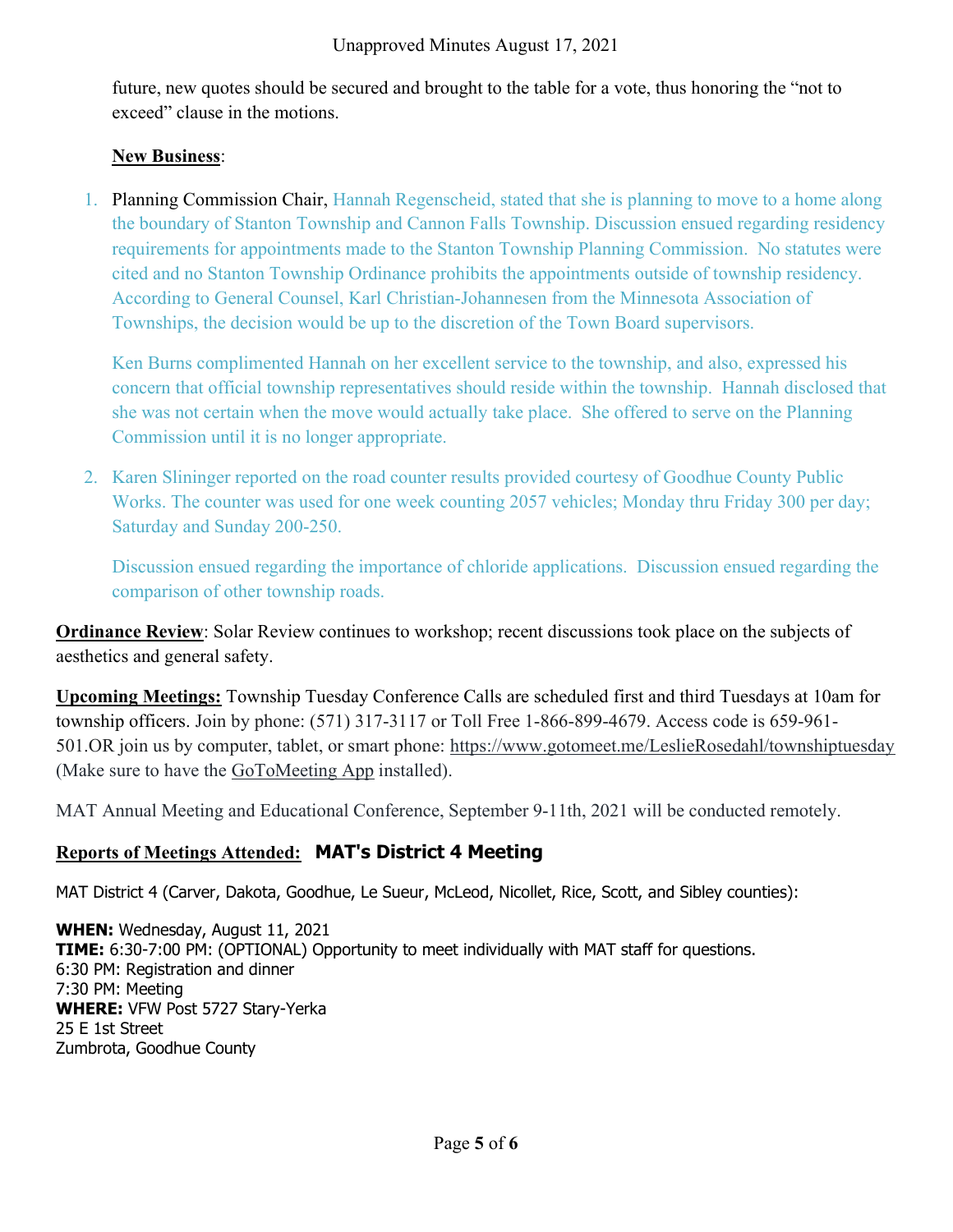future, new quotes should be secured and brought to the table for a vote, thus honoring the "not to exceed" clause in the motions.

**New Business**:

1. Planning Commission Chair, Hannah Regenscheid, stated that she is planning to move to a home along the boundary of Stanton Township and Cannon Falls Township. Discussion ensued regarding residency requirements for appointments made to the Stanton Township Planning Commission. No statutes were cited and no Stanton Township Ordinance prohibits the appointments outside of township residency. According to General Counsel, Karl Christian-Johannesen from the Minnesota Association of Townships, the decision would be up to the discretion of the Town Board supervisors.

   Ken Burns complimented Hannah on her excellent service to the township, and also, expressed his concern that official township representatives should reside within the township. Hannah disclosed that she was not certain when the move would actually take place. She offered to serve on the Planning Commission until it is no longer appropriate.

2. Karen Slininger reported on the road counter results provided courtesy of Goodhue County Public Works. The counter was used for one week counting 2057 vehicles; Monday thru Friday 300 per day; Saturday and Sunday 200-250.

   Discussion ensued regarding the importance of chloride applications. Discussion ensued regarding the comparison of other township roads.

**Ordinance Review**: Solar Review continues to workshop; recent discussions took place on the subjects of aesthetics and general safety.

**Upcoming Meetings:** Township Tuesday Conference Calls are scheduled first and third Tuesdays at 10am for township officers. Join by phone: (571) 317-3117 or Toll Free 1-866-899-4679. Access code is 659-961-501.OR join us by computer, tablet, or smart phone: https://www.gotomeet.me/LeslieRosedahl/townshiptuesday (Make sure to have the GoToMeeting App installed).

MAT Annual Meeting and Educational Conference, September 9-11th, 2021 will be conducted remotely.

**Reports of Meetings Attended:** **MAT's District 4 Meeting**

MAT District 4 (Carver, Dakota, Goodhue, Le Sueur, McLeod, Nicollet, Rice, Scott, and Sibley counties):

**WHEN:** Wednesday, August 11, 2021
**TIME:** 6:30-7:00 PM: (OPTIONAL) Opportunity to meet individually with MAT staff for questions.
6:30 PM: Registration and dinner
7:30 PM: Meeting
**WHERE:** VFW Post 5727 Stary-Yerka
25 E 1st Street
Zumbrota, Goodhue County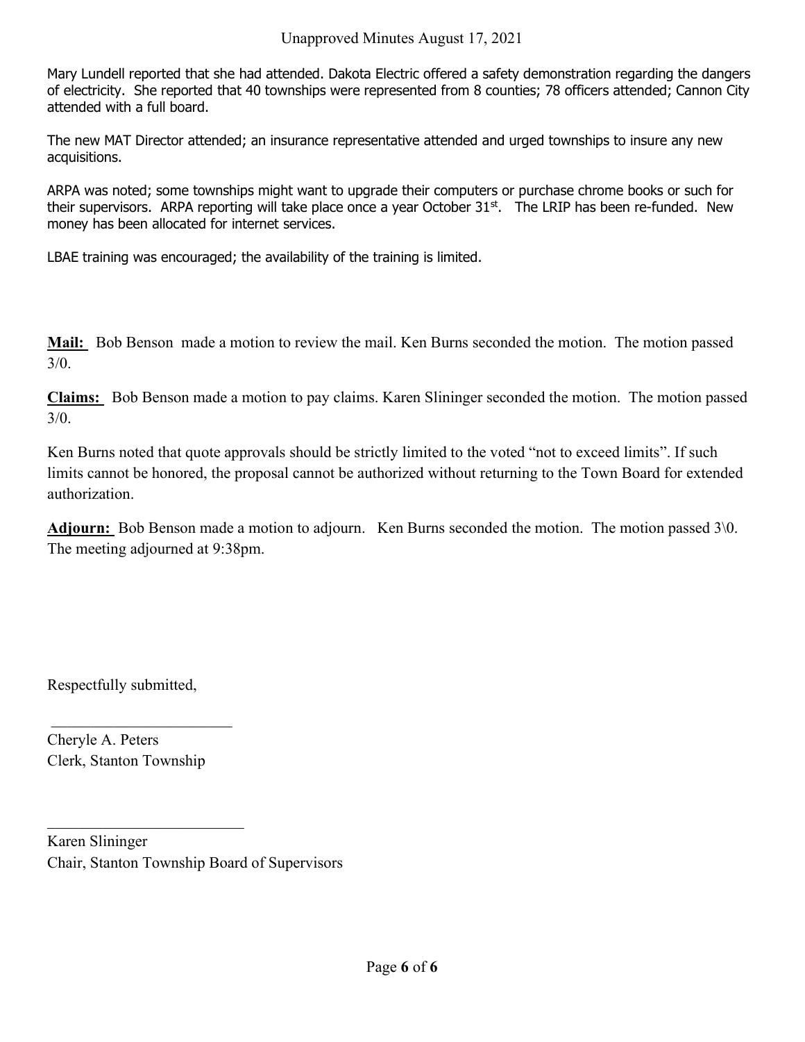Mary Lundell reported that she had attended. Dakota Electric offered a safety demonstration regarding the dangers of electricity. She reported that 40 townships were represented from 8 counties; 78 officers attended; Cannon City attended with a full board.

The new MAT Director attended; an insurance representative attended and urged townships to insure any new acquisitions.

ARPA was noted; some townships might want to upgrade their computers or purchase chrome books or such for their supervisors. ARPA reporting will take place once a year October 31st. The LRIP has been re-funded. New money has been allocated for internet services.

LBAE training was encouraged; the availability of the training is limited.

**Mail:** Bob Benson made a motion to review the mail. Ken Burns seconded the motion. The motion passed 3/0.

**Claims:** Bob Benson made a motion to pay claims. Karen Slininger seconded the motion. The motion passed 3/0.

Ken Burns noted that quote approvals should be strictly limited to the voted "not to exceed limits". If such limits cannot be honored, the proposal cannot be authorized without returning to the Town Board for extended authorization.

**Adjourn:** Bob Benson made a motion to adjourn. Ken Burns seconded the motion. The motion passed 3\0. The meeting adjourned at 9:38pm.

Respectfully submitted,

________________________

Cheryle A. Peters
Clerk, Stanton Township

________________________

Karen Slininger
Chair, Stanton Township Board of Supervisors